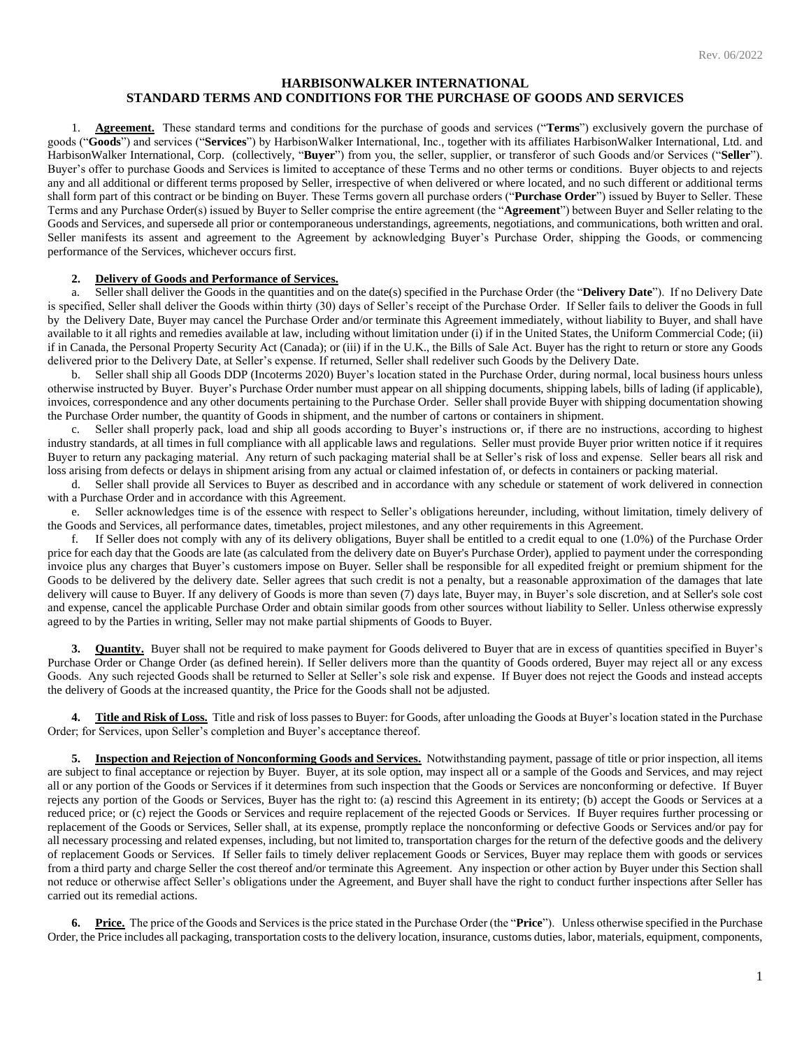Rev. 06/2022

# HARBISONWALKER INTERNATIONAL
# STANDARD TERMS AND CONDITIONS FOR THE PURCHASE OF GOODS AND SERVICES

1. **Agreement.** These standard terms and conditions for the purchase of goods and services ("**Terms**") exclusively govern the purchase of goods ("**Goods**") and services ("**Services**") by HarbisonWalker International, Inc., together with its affiliates HarbisonWalker International, Ltd. and HarbisonWalker International, Corp. (collectively, "**Buyer**") from you, the seller, supplier, or transferor of such Goods and/or Services ("**Seller**"). Buyer's offer to purchase Goods and Services is limited to acceptance of these Terms and no other terms or conditions. Buyer objects to and rejects any and all additional or different terms proposed by Seller, irrespective of when delivered or where located, and no such different or additional terms shall form part of this contract or be binding on Buyer. These Terms govern all purchase orders ("**Purchase Order**") issued by Buyer to Seller. These Terms and any Purchase Order(s) issued by Buyer to Seller comprise the entire agreement (the "**Agreement**") between Buyer and Seller relating to the Goods and Services, and supersede all prior or contemporaneous understandings, agreements, negotiations, and communications, both written and oral. Seller manifests its assent and agreement to the Agreement by acknowledging Buyer's Purchase Order, shipping the Goods, or commencing performance of the Services, whichever occurs first.

2. **Delivery of Goods and Performance of Services.**

a. Seller shall deliver the Goods in the quantities and on the date(s) specified in the Purchase Order (the "**Delivery Date**"). If no Delivery Date is specified, Seller shall deliver the Goods within thirty (30) days of Seller's receipt of the Purchase Order. If Seller fails to deliver the Goods in full by the Delivery Date, Buyer may cancel the Purchase Order and/or terminate this Agreement immediately, without liability to Buyer, and shall have available to it all rights and remedies available at law, including without limitation under (i) if in the United States, the Uniform Commercial Code; (ii) if in Canada, the Personal Property Security Act (Canada); or (iii) if in the U.K., the Bills of Sale Act. Buyer has the right to return or store any Goods delivered prior to the Delivery Date, at Seller's expense. If returned, Seller shall redeliver such Goods by the Delivery Date.

b. Seller shall ship all Goods DDP (Incoterms 2020) Buyer's location stated in the Purchase Order, during normal, local business hours unless otherwise instructed by Buyer. Buyer's Purchase Order number must appear on all shipping documents, shipping labels, bills of lading (if applicable), invoices, correspondence and any other documents pertaining to the Purchase Order. Seller shall provide Buyer with shipping documentation showing the Purchase Order number, the quantity of Goods in shipment, and the number of cartons or containers in shipment.

c. Seller shall properly pack, load and ship all goods according to Buyer's instructions or, if there are no instructions, according to highest industry standards, at all times in full compliance with all applicable laws and regulations. Seller must provide Buyer prior written notice if it requires Buyer to return any packaging material. Any return of such packaging material shall be at Seller's risk of loss and expense. Seller bears all risk and loss arising from defects or delays in shipment arising from any actual or claimed infestation of, or defects in containers or packing material.

d. Seller shall provide all Services to Buyer as described and in accordance with any schedule or statement of work delivered in connection with a Purchase Order and in accordance with this Agreement.

e. Seller acknowledges time is of the essence with respect to Seller's obligations hereunder, including, without limitation, timely delivery of the Goods and Services, all performance dates, timetables, project milestones, and any other requirements in this Agreement.

f. If Seller does not comply with any of its delivery obligations, Buyer shall be entitled to a credit equal to one (1.0%) of the Purchase Order price for each day that the Goods are late (as calculated from the delivery date on Buyer's Purchase Order), applied to payment under the corresponding invoice plus any charges that Buyer's customers impose on Buyer. Seller shall be responsible for all expedited freight or premium shipment for the Goods to be delivered by the delivery date. Seller agrees that such credit is not a penalty, but a reasonable approximation of the damages that late delivery will cause to Buyer. If any delivery of Goods is more than seven (7) days late, Buyer may, in Buyer's sole discretion, and at Seller's sole cost and expense, cancel the applicable Purchase Order and obtain similar goods from other sources without liability to Seller. Unless otherwise expressly agreed to by the Parties in writing, Seller may not make partial shipments of Goods to Buyer.

3. **Quantity.** Buyer shall not be required to make payment for Goods delivered to Buyer that are in excess of quantities specified in Buyer's Purchase Order or Change Order (as defined herein). If Seller delivers more than the quantity of Goods ordered, Buyer may reject all or any excess Goods. Any such rejected Goods shall be returned to Seller at Seller's sole risk and expense. If Buyer does not reject the Goods and instead accepts the delivery of Goods at the increased quantity, the Price for the Goods shall not be adjusted.

4. **Title and Risk of Loss.** Title and risk of loss passes to Buyer: for Goods, after unloading the Goods at Buyer's location stated in the Purchase Order; for Services, upon Seller's completion and Buyer's acceptance thereof.

5. **Inspection and Rejection of Nonconforming Goods and Services.** Notwithstanding payment, passage of title or prior inspection, all items are subject to final acceptance or rejection by Buyer. Buyer, at its sole option, may inspect all or a sample of the Goods and Services, and may reject all or any portion of the Goods or Services if it determines from such inspection that the Goods or Services are nonconforming or defective. If Buyer rejects any portion of the Goods or Services, Buyer has the right to: (a) rescind this Agreement in its entirety; (b) accept the Goods or Services at a reduced price; or (c) reject the Goods or Services and require replacement of the rejected Goods or Services. If Buyer requires further processing or replacement of the Goods or Services, Seller shall, at its expense, promptly replace the nonconforming or defective Goods or Services and/or pay for all necessary processing and related expenses, including, but not limited to, transportation charges for the return of the defective goods and the delivery of replacement Goods or Services. If Seller fails to timely deliver replacement Goods or Services, Buyer may replace them with goods or services from a third party and charge Seller the cost thereof and/or terminate this Agreement. Any inspection or other action by Buyer under this Section shall not reduce or otherwise affect Seller's obligations under the Agreement, and Buyer shall have the right to conduct further inspections after Seller has carried out its remedial actions.

6. **Price.** The price of the Goods and Services is the price stated in the Purchase Order (the "**Price**"). Unless otherwise specified in the Purchase Order, the Price includes all packaging, transportation costs to the delivery location, insurance, customs duties, labor, materials, equipment, components,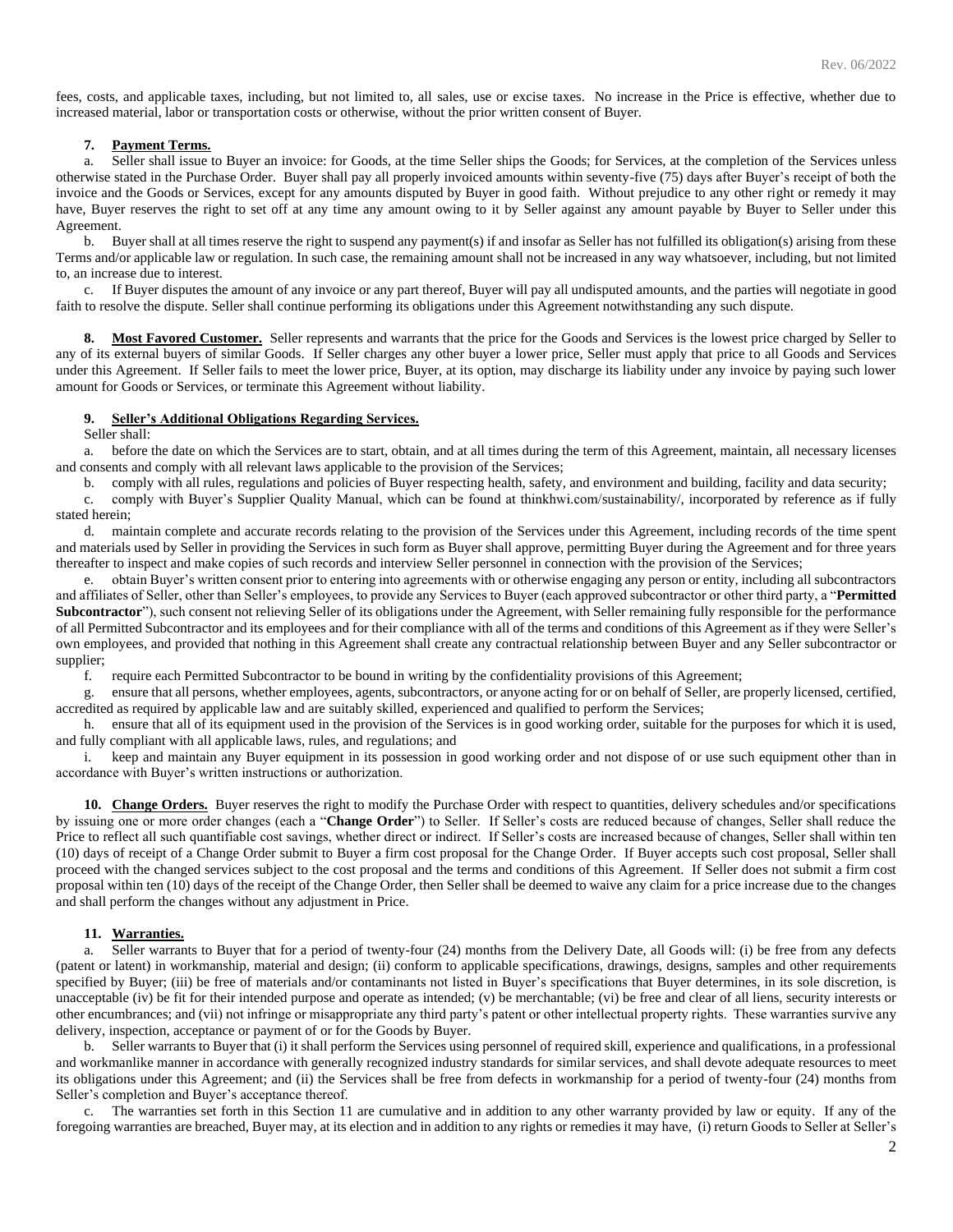fees, costs, and applicable taxes, including, but not limited to, all sales, use or excise taxes. No increase in the Price is effective, whether due to increased material, labor or transportation costs or otherwise, without the prior written consent of Buyer.

**7. Payment Terms.**

a. Seller shall issue to Buyer an invoice: for Goods, at the time Seller ships the Goods; for Services, at the completion of the Services unless otherwise stated in the Purchase Order. Buyer shall pay all properly invoiced amounts within seventy-five (75) days after Buyer's receipt of both the invoice and the Goods or Services, except for any amounts disputed by Buyer in good faith. Without prejudice to any other right or remedy it may have, Buyer reserves the right to set off at any time any amount owing to it by Seller against any amount payable by Buyer to Seller under this Agreement.

b. Buyer shall at all times reserve the right to suspend any payment(s) if and insofar as Seller has not fulfilled its obligation(s) arising from these Terms and/or applicable law or regulation. In such case, the remaining amount shall not be increased in any way whatsoever, including, but not limited to, an increase due to interest.

c. If Buyer disputes the amount of any invoice or any part thereof, Buyer will pay all undisputed amounts, and the parties will negotiate in good faith to resolve the dispute. Seller shall continue performing its obligations under this Agreement notwithstanding any such dispute.

**8. Most Favored Customer.** Seller represents and warrants that the price for the Goods and Services is the lowest price charged by Seller to any of its external buyers of similar Goods. If Seller charges any other buyer a lower price, Seller must apply that price to all Goods and Services under this Agreement. If Seller fails to meet the lower price, Buyer, at its option, may discharge its liability under any invoice by paying such lower amount for Goods or Services, or terminate this Agreement without liability.

**9. Seller's Additional Obligations Regarding Services.**

Seller shall:

a. before the date on which the Services are to start, obtain, and at all times during the term of this Agreement, maintain, all necessary licenses and consents and comply with all relevant laws applicable to the provision of the Services;

b. comply with all rules, regulations and policies of Buyer respecting health, safety, and environment and building, facility and data security;

c. comply with Buyer's Supplier Quality Manual, which can be found at thinkhwi.com/sustainability/, incorporated by reference as if fully stated herein;

d. maintain complete and accurate records relating to the provision of the Services under this Agreement, including records of the time spent and materials used by Seller in providing the Services in such form as Buyer shall approve, permitting Buyer during the Agreement and for three years thereafter to inspect and make copies of such records and interview Seller personnel in connection with the provision of the Services;

e. obtain Buyer's written consent prior to entering into agreements with or otherwise engaging any person or entity, including all subcontractors and affiliates of Seller, other than Seller's employees, to provide any Services to Buyer (each approved subcontractor or other third party, a "**Permitted Subcontractor**"), such consent not relieving Seller of its obligations under the Agreement, with Seller remaining fully responsible for the performance of all Permitted Subcontractor and its employees and for their compliance with all of the terms and conditions of this Agreement as if they were Seller's own employees, and provided that nothing in this Agreement shall create any contractual relationship between Buyer and any Seller subcontractor or supplier;

f. require each Permitted Subcontractor to be bound in writing by the confidentiality provisions of this Agreement;

g. ensure that all persons, whether employees, agents, subcontractors, or anyone acting for or on behalf of Seller, are properly licensed, certified, accredited as required by applicable law and are suitably skilled, experienced and qualified to perform the Services;

h. ensure that all of its equipment used in the provision of the Services is in good working order, suitable for the purposes for which it is used, and fully compliant with all applicable laws, rules, and regulations; and

i. keep and maintain any Buyer equipment in its possession in good working order and not dispose of or use such equipment other than in accordance with Buyer's written instructions or authorization.

**10. Change Orders.** Buyer reserves the right to modify the Purchase Order with respect to quantities, delivery schedules and/or specifications by issuing one or more order changes (each a "**Change Order**") to Seller. If Seller's costs are reduced because of changes, Seller shall reduce the Price to reflect all such quantifiable cost savings, whether direct or indirect. If Seller's costs are increased because of changes, Seller shall within ten (10) days of receipt of a Change Order submit to Buyer a firm cost proposal for the Change Order. If Buyer accepts such cost proposal, Seller shall proceed with the changed services subject to the cost proposal and the terms and conditions of this Agreement. If Seller does not submit a firm cost proposal within ten (10) days of the receipt of the Change Order, then Seller shall be deemed to waive any claim for a price increase due to the changes and shall perform the changes without any adjustment in Price.

**11. Warranties.**

a. Seller warrants to Buyer that for a period of twenty-four (24) months from the Delivery Date, all Goods will: (i) be free from any defects (patent or latent) in workmanship, material and design; (ii) conform to applicable specifications, drawings, designs, samples and other requirements specified by Buyer; (iii) be free of materials and/or contaminants not listed in Buyer's specifications that Buyer determines, in its sole discretion, is unacceptable (iv) be fit for their intended purpose and operate as intended; (v) be merchantable; (vi) be free and clear of all liens, security interests or other encumbrances; and (vii) not infringe or misappropriate any third party's patent or other intellectual property rights. These warranties survive any delivery, inspection, acceptance or payment of or for the Goods by Buyer.

b. Seller warrants to Buyer that (i) it shall perform the Services using personnel of required skill, experience and qualifications, in a professional and workmanlike manner in accordance with generally recognized industry standards for similar services, and shall devote adequate resources to meet its obligations under this Agreement; and (ii) the Services shall be free from defects in workmanship for a period of twenty-four (24) months from Seller's completion and Buyer's acceptance thereof.

c. The warranties set forth in this Section 11 are cumulative and in addition to any other warranty provided by law or equity. If any of the foregoing warranties are breached, Buyer may, at its election and in addition to any rights or remedies it may have, (i) return Goods to Seller at Seller's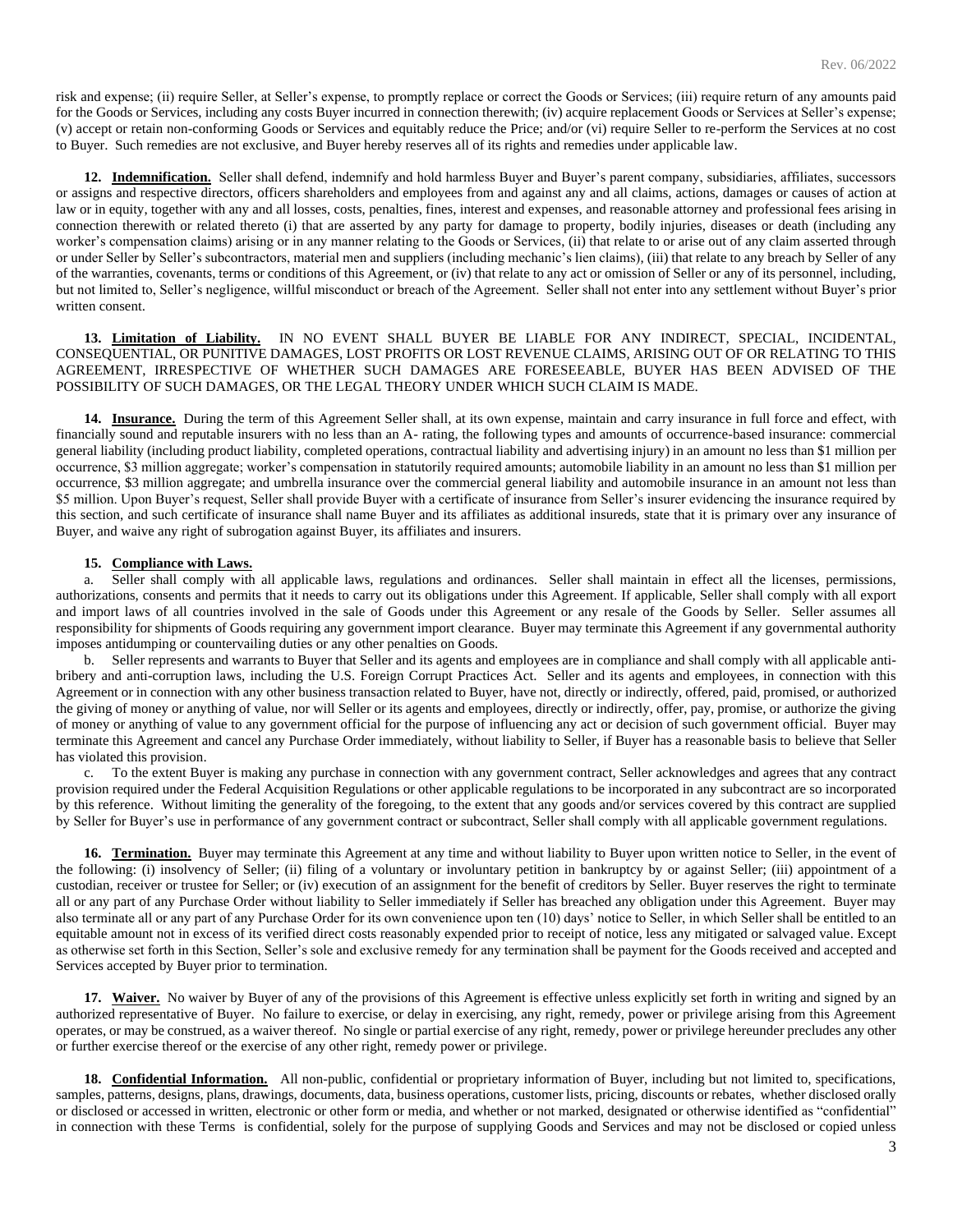risk and expense; (ii) require Seller, at Seller's expense, to promptly replace or correct the Goods or Services; (iii) require return of any amounts paid for the Goods or Services, including any costs Buyer incurred in connection therewith; (iv) acquire replacement Goods or Services at Seller's expense; (v) accept or retain non-conforming Goods or Services and equitably reduce the Price; and/or (vi) require Seller to re-perform the Services at no cost to Buyer. Such remedies are not exclusive, and Buyer hereby reserves all of its rights and remedies under applicable law.

**12. Indemnification.** Seller shall defend, indemnify and hold harmless Buyer and Buyer's parent company, subsidiaries, affiliates, successors or assigns and respective directors, officers shareholders and employees from and against any and all claims, actions, damages or causes of action at law or in equity, together with any and all losses, costs, penalties, fines, interest and expenses, and reasonable attorney and professional fees arising in connection therewith or related thereto (i) that are asserted by any party for damage to property, bodily injuries, diseases or death (including any worker's compensation claims) arising or in any manner relating to the Goods or Services, (ii) that relate to or arise out of any claim asserted through or under Seller by Seller's subcontractors, material men and suppliers (including mechanic's lien claims), (iii) that relate to any breach by Seller of any of the warranties, covenants, terms or conditions of this Agreement, or (iv) that relate to any act or omission of Seller or any of its personnel, including, but not limited to, Seller's negligence, willful misconduct or breach of the Agreement. Seller shall not enter into any settlement without Buyer's prior written consent.

**13. Limitation of Liability.** IN NO EVENT SHALL BUYER BE LIABLE FOR ANY INDIRECT, SPECIAL, INCIDENTAL, CONSEQUENTIAL, OR PUNITIVE DAMAGES, LOST PROFITS OR LOST REVENUE CLAIMS, ARISING OUT OF OR RELATING TO THIS AGREEMENT, IRRESPECTIVE OF WHETHER SUCH DAMAGES ARE FORESEEABLE, BUYER HAS BEEN ADVISED OF THE POSSIBILITY OF SUCH DAMAGES, OR THE LEGAL THEORY UNDER WHICH SUCH CLAIM IS MADE.

**14. Insurance.** During the term of this Agreement Seller shall, at its own expense, maintain and carry insurance in full force and effect, with financially sound and reputable insurers with no less than an A- rating, the following types and amounts of occurrence-based insurance: commercial general liability (including product liability, completed operations, contractual liability and advertising injury) in an amount no less than $1 million per occurrence, $3 million aggregate; worker's compensation in statutorily required amounts; automobile liability in an amount no less than $1 million per occurrence, $3 million aggregate; and umbrella insurance over the commercial general liability and automobile insurance in an amount not less than $5 million. Upon Buyer's request, Seller shall provide Buyer with a certificate of insurance from Seller's insurer evidencing the insurance required by this section, and such certificate of insurance shall name Buyer and its affiliates as additional insureds, state that it is primary over any insurance of Buyer, and waive any right of subrogation against Buyer, its affiliates and insurers.

**15. Compliance with Laws.**

a. Seller shall comply with all applicable laws, regulations and ordinances. Seller shall maintain in effect all the licenses, permissions, authorizations, consents and permits that it needs to carry out its obligations under this Agreement. If applicable, Seller shall comply with all export and import laws of all countries involved in the sale of Goods under this Agreement or any resale of the Goods by Seller. Seller assumes all responsibility for shipments of Goods requiring any government import clearance. Buyer may terminate this Agreement if any governmental authority imposes antidumping or countervailing duties or any other penalties on Goods.

b. Seller represents and warrants to Buyer that Seller and its agents and employees are in compliance and shall comply with all applicable anti-bribery and anti-corruption laws, including the U.S. Foreign Corrupt Practices Act. Seller and its agents and employees, in connection with this Agreement or in connection with any other business transaction related to Buyer, have not, directly or indirectly, offered, paid, promised, or authorized the giving of money or anything of value, nor will Seller or its agents and employees, directly or indirectly, offer, pay, promise, or authorize the giving of money or anything of value to any government official for the purpose of influencing any act or decision of such government official. Buyer may terminate this Agreement and cancel any Purchase Order immediately, without liability to Seller, if Buyer has a reasonable basis to believe that Seller has violated this provision.

c. To the extent Buyer is making any purchase in connection with any government contract, Seller acknowledges and agrees that any contract provision required under the Federal Acquisition Regulations or other applicable regulations to be incorporated in any subcontract are so incorporated by this reference. Without limiting the generality of the foregoing, to the extent that any goods and/or services covered by this contract are supplied by Seller for Buyer's use in performance of any government contract or subcontract, Seller shall comply with all applicable government regulations.

**16. Termination.** Buyer may terminate this Agreement at any time and without liability to Buyer upon written notice to Seller, in the event of the following: (i) insolvency of Seller; (ii) filing of a voluntary or involuntary petition in bankruptcy by or against Seller; (iii) appointment of a custodian, receiver or trustee for Seller; or (iv) execution of an assignment for the benefit of creditors by Seller. Buyer reserves the right to terminate all or any part of any Purchase Order without liability to Seller immediately if Seller has breached any obligation under this Agreement. Buyer may also terminate all or any part of any Purchase Order for its own convenience upon ten (10) days' notice to Seller, in which Seller shall be entitled to an equitable amount not in excess of its verified direct costs reasonably expended prior to receipt of notice, less any mitigated or salvaged value. Except as otherwise set forth in this Section, Seller's sole and exclusive remedy for any termination shall be payment for the Goods received and accepted and Services accepted by Buyer prior to termination.

**17. Waiver.** No waiver by Buyer of any of the provisions of this Agreement is effective unless explicitly set forth in writing and signed by an authorized representative of Buyer. No failure to exercise, or delay in exercising, any right, remedy, power or privilege arising from this Agreement operates, or may be construed, as a waiver thereof. No single or partial exercise of any right, remedy, power or privilege hereunder precludes any other or further exercise thereof or the exercise of any other right, remedy power or privilege.

**18. Confidential Information.** All non-public, confidential or proprietary information of Buyer, including but not limited to, specifications, samples, patterns, designs, plans, drawings, documents, data, business operations, customer lists, pricing, discounts or rebates, whether disclosed orally or disclosed or accessed in written, electronic or other form or media, and whether or not marked, designated or otherwise identified as "confidential" in connection with these Terms is confidential, solely for the purpose of supplying Goods and Services and may not be disclosed or copied unless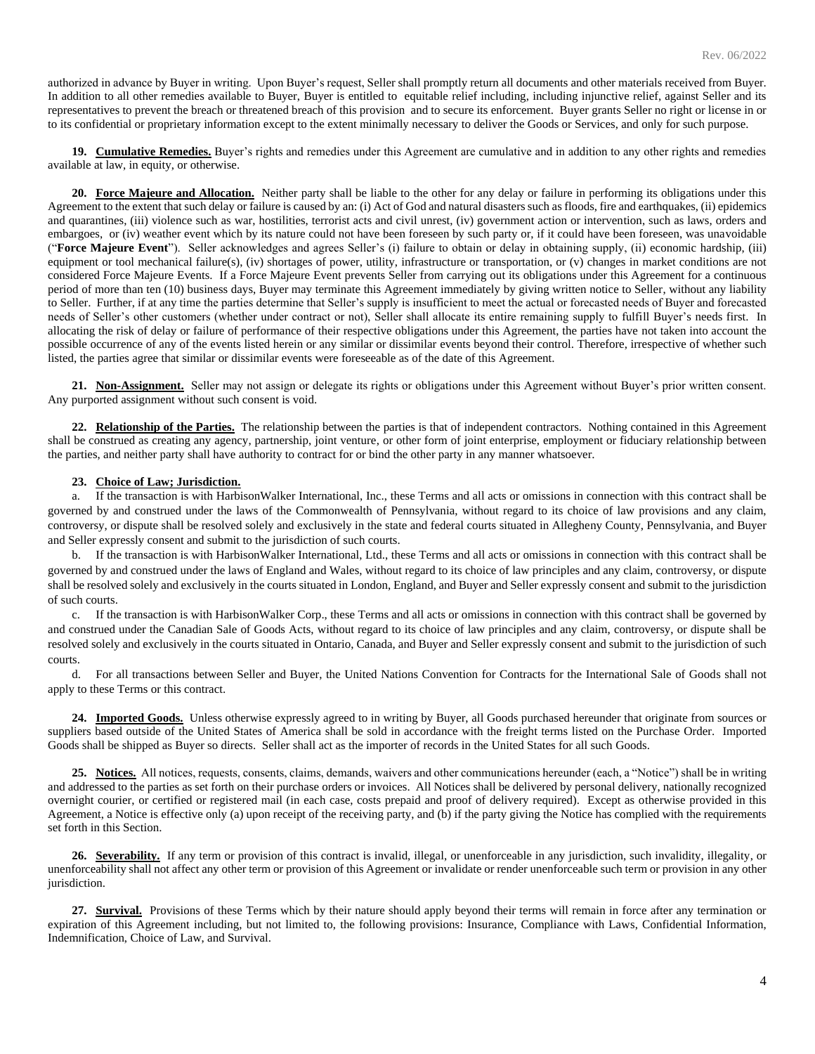authorized in advance by Buyer in writing. Upon Buyer's request, Seller shall promptly return all documents and other materials received from Buyer. In addition to all other remedies available to Buyer, Buyer is entitled to equitable relief including, including injunctive relief, against Seller and its representatives to prevent the breach or threatened breach of this provision and to secure its enforcement. Buyer grants Seller no right or license in or to its confidential or proprietary information except to the extent minimally necessary to deliver the Goods or Services, and only for such purpose.

**19. Cumulative Remedies.** Buyer's rights and remedies under this Agreement are cumulative and in addition to any other rights and remedies available at law, in equity, or otherwise.

**20. Force Majeure and Allocation.** Neither party shall be liable to the other for any delay or failure in performing its obligations under this Agreement to the extent that such delay or failure is caused by an: (i) Act of God and natural disasters such as floods, fire and earthquakes, (ii) epidemics and quarantines, (iii) violence such as war, hostilities, terrorist acts and civil unrest, (iv) government action or intervention, such as laws, orders and embargoes, or (iv) weather event which by its nature could not have been foreseen by such party or, if it could have been foreseen, was unavoidable ("**Force Majeure Event**"). Seller acknowledges and agrees Seller's (i) failure to obtain or delay in obtaining supply, (ii) economic hardship, (iii) equipment or tool mechanical failure(s), (iv) shortages of power, utility, infrastructure or transportation, or (v) changes in market conditions are not considered Force Majeure Events. If a Force Majeure Event prevents Seller from carrying out its obligations under this Agreement for a continuous period of more than ten (10) business days, Buyer may terminate this Agreement immediately by giving written notice to Seller, without any liability to Seller. Further, if at any time the parties determine that Seller's supply is insufficient to meet the actual or forecasted needs of Buyer and forecasted needs of Seller's other customers (whether under contract or not), Seller shall allocate its entire remaining supply to fulfill Buyer's needs first. In allocating the risk of delay or failure of performance of their respective obligations under this Agreement, the parties have not taken into account the possible occurrence of any of the events listed herein or any similar or dissimilar events beyond their control. Therefore, irrespective of whether such listed, the parties agree that similar or dissimilar events were foreseeable as of the date of this Agreement.

**21. Non-Assignment.** Seller may not assign or delegate its rights or obligations under this Agreement without Buyer's prior written consent. Any purported assignment without such consent is void.

**22. Relationship of the Parties.** The relationship between the parties is that of independent contractors. Nothing contained in this Agreement shall be construed as creating any agency, partnership, joint venture, or other form of joint enterprise, employment or fiduciary relationship between the parties, and neither party shall have authority to contract for or bind the other party in any manner whatsoever.

**23. Choice of Law; Jurisdiction.**

a. If the transaction is with HarbisonWalker International, Inc., these Terms and all acts or omissions in connection with this contract shall be governed by and construed under the laws of the Commonwealth of Pennsylvania, without regard to its choice of law provisions and any claim, controversy, or dispute shall be resolved solely and exclusively in the state and federal courts situated in Allegheny County, Pennsylvania, and Buyer and Seller expressly consent and submit to the jurisdiction of such courts.

b. If the transaction is with HarbisonWalker International, Ltd., these Terms and all acts or omissions in connection with this contract shall be governed by and construed under the laws of England and Wales, without regard to its choice of law principles and any claim, controversy, or dispute shall be resolved solely and exclusively in the courts situated in London, England, and Buyer and Seller expressly consent and submit to the jurisdiction of such courts.

c. If the transaction is with HarbisonWalker Corp., these Terms and all acts or omissions in connection with this contract shall be governed by and construed under the Canadian Sale of Goods Acts, without regard to its choice of law principles and any claim, controversy, or dispute shall be resolved solely and exclusively in the courts situated in Ontario, Canada, and Buyer and Seller expressly consent and submit to the jurisdiction of such courts.

d. For all transactions between Seller and Buyer, the United Nations Convention for Contracts for the International Sale of Goods shall not apply to these Terms or this contract.

**24. Imported Goods.** Unless otherwise expressly agreed to in writing by Buyer, all Goods purchased hereunder that originate from sources or suppliers based outside of the United States of America shall be sold in accordance with the freight terms listed on the Purchase Order. Imported Goods shall be shipped as Buyer so directs. Seller shall act as the importer of records in the United States for all such Goods.

**25. Notices.** All notices, requests, consents, claims, demands, waivers and other communications hereunder (each, a "Notice") shall be in writing and addressed to the parties as set forth on their purchase orders or invoices. All Notices shall be delivered by personal delivery, nationally recognized overnight courier, or certified or registered mail (in each case, costs prepaid and proof of delivery required). Except as otherwise provided in this Agreement, a Notice is effective only (a) upon receipt of the receiving party, and (b) if the party giving the Notice has complied with the requirements set forth in this Section.

**26. Severability.** If any term or provision of this contract is invalid, illegal, or unenforceable in any jurisdiction, such invalidity, illegality, or unenforceability shall not affect any other term or provision of this Agreement or invalidate or render unenforceable such term or provision in any other jurisdiction.

**27. Survival.** Provisions of these Terms which by their nature should apply beyond their terms will remain in force after any termination or expiration of this Agreement including, but not limited to, the following provisions: Insurance, Compliance with Laws, Confidential Information, Indemnification, Choice of Law, and Survival.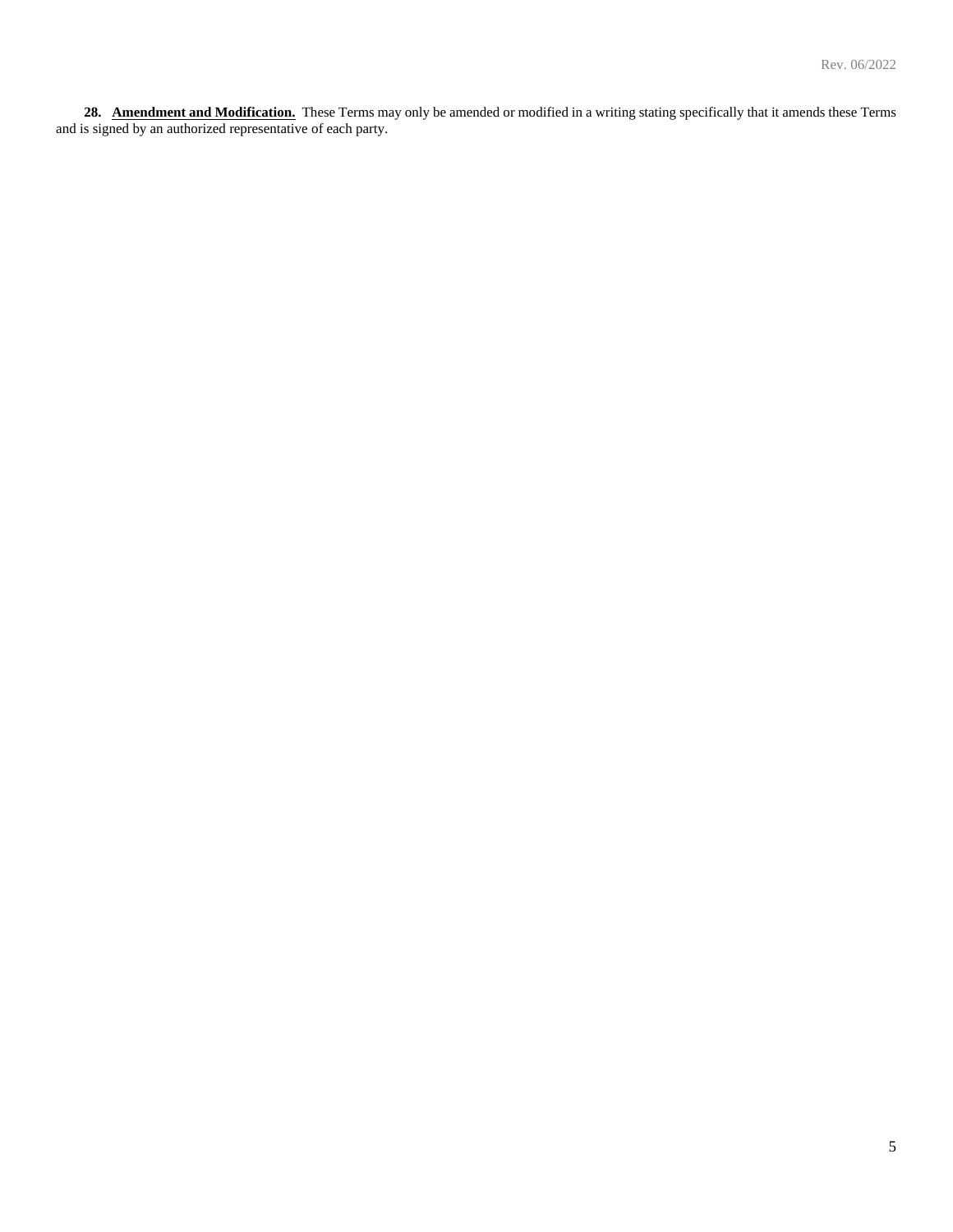**28. Amendment and Modification.** These Terms may only be amended or modified in a writing stating specifically that it amends these Terms and is signed by an authorized representative of each party.